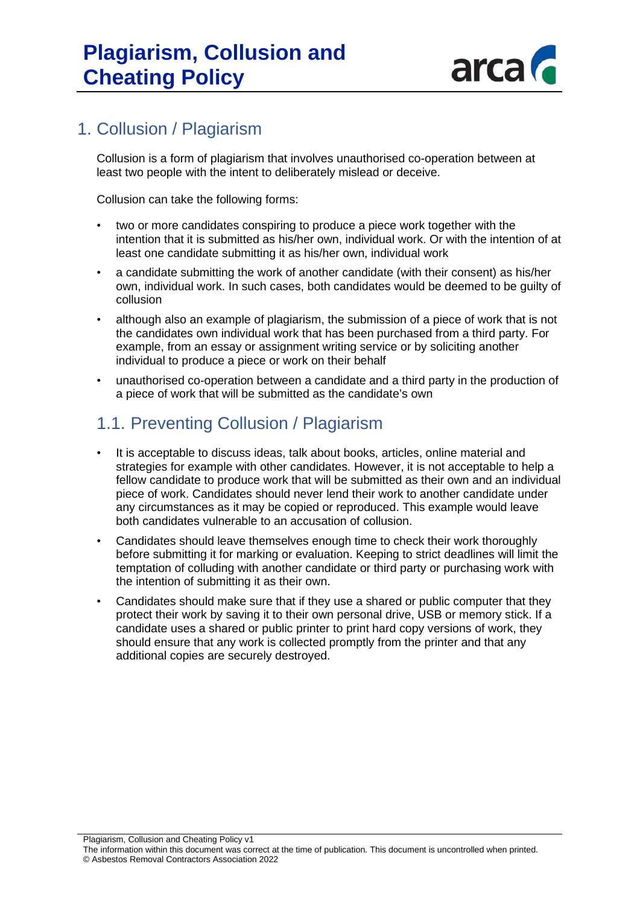# Plagiarism, Collusion and Cheating Policy

## 1. Collusion / Plagiarism

Collusion is a form of plagiarism that involves unauthorised co-operation between at least two people with the intent to deliberately mislead or deceive.

Collusion can take the following forms:

- two or more candidates conspiring to produce a piece work together with the intention that it is submitted as his/her own, individual work. Or with the intention of at least one candidate submitting it as his/her own, individual work
- a candidate submitting the work of another candidate (with their consent) as his/her own, individual work. In such cases, both candidates would be deemed to be guilty of collusion
- although also an example of plagiarism, the submission of a piece of work that is not the candidates own individual work that has been purchased from a third party. For example, from an essay or assignment writing service or by soliciting another individual to produce a piece or work on their behalf
- unauthorised co-operation between a candidate and a third party in the production of a piece of work that will be submitted as the candidate's own

### 1.1. Preventing Collusion / Plagiarism

- It is acceptable to discuss ideas, talk about books, articles, online material and strategies for example with other candidates. However, it is not acceptable to help a fellow candidate to produce work that will be submitted as their own and an individual piece of work. Candidates should never lend their work to another candidate under any circumstances as it may be copied or reproduced. This example would leave both candidates vulnerable to an accusation of collusion.
- Candidates should leave themselves enough time to check their work thoroughly before submitting it for marking or evaluation. Keeping to strict deadlines will limit the temptation of colluding with another candidate or third party or purchasing work with the intention of submitting it as their own.
- Candidates should make sure that if they use a shared or public computer that they protect their work by saving it to their own personal drive, USB or memory stick. If a candidate uses a shared or public printer to print hard copy versions of work, they should ensure that any work is collected promptly from the printer and that any additional copies are securely destroyed.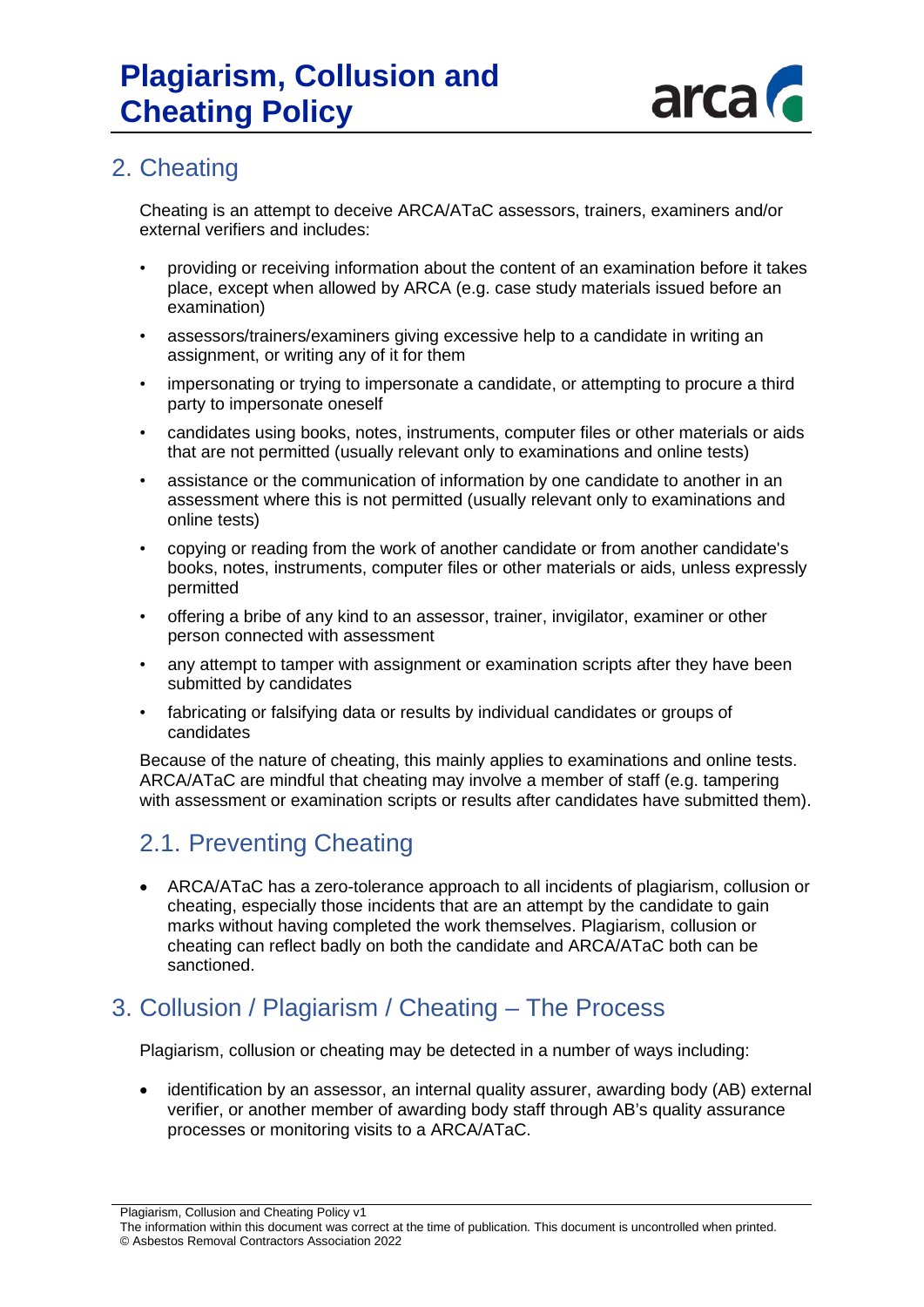## 2. Cheating

Cheating is an attempt to deceive ARCA/ATaC assessors, trainers, examiners and/or external verifiers and includes:

- providing or receiving information about the content of an examination before it takes place, except when allowed by ARCA (e.g. case study materials issued before an examination)
- assessors/trainers/examiners giving excessive help to a candidate in writing an assignment, or writing any of it for them
- impersonating or trying to impersonate a candidate, or attempting to procure a third party to impersonate oneself
- candidates using books, notes, instruments, computer files or other materials or aids that are not permitted (usually relevant only to examinations and online tests)
- assistance or the communication of information by one candidate to another in an assessment where this is not permitted (usually relevant only to examinations and online tests)
- copying or reading from the work of another candidate or from another candidate's books, notes, instruments, computer files or other materials or aids, unless expressly permitted
- offering a bribe of any kind to an assessor, trainer, invigilator, examiner or other person connected with assessment
- any attempt to tamper with assignment or examination scripts after they have been submitted by candidates
- fabricating or falsifying data or results by individual candidates or groups of candidates

Because of the nature of cheating, this mainly applies to examinations and online tests. ARCA/ATaC are mindful that cheating may involve a member of staff (e.g. tampering with assessment or examination scripts or results after candidates have submitted them).

### 2.1. Preventing Cheating

- ARCA/ATaC has a zero-tolerance approach to all incidents of plagiarism, collusion or cheating, especially those incidents that are an attempt by the candidate to gain marks without having completed the work themselves. Plagiarism, collusion or cheating can reflect badly on both the candidate and ARCA/ATaC both can be sanctioned.

## 3. Collusion / Plagiarism / Cheating – The Process

Plagiarism, collusion or cheating may be detected in a number of ways including:

- identification by an assessor, an internal quality assurer, awarding body (AB) external verifier, or another member of awarding body staff through AB's quality assurance processes or monitoring visits to a ARCA/ATaC.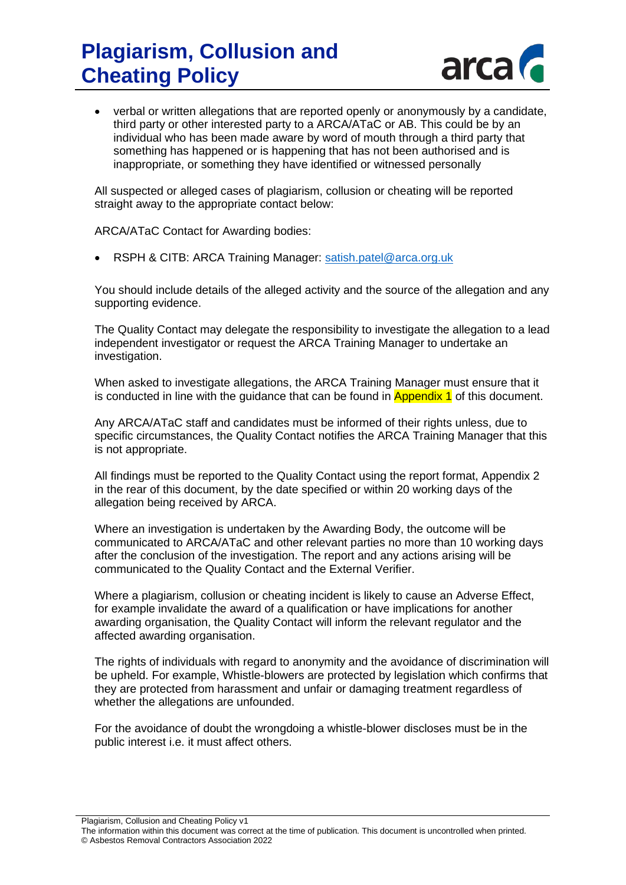- verbal or written allegations that are reported openly or anonymously by a candidate, third party or other interested party to a ARCA/ATaC or AB. This could be by an individual who has been made aware by word of mouth through a third party that something has happened or is happening that has not been authorised and is inappropriate, or something they have identified or witnessed personally

All suspected or alleged cases of plagiarism, collusion or cheating will be reported straight away to the appropriate contact below:

ARCA/ATaC Contact for Awarding bodies:

- RSPH & CITB: ARCA Training Manager: satish.patel@arca.org.uk

You should include details of the alleged activity and the source of the allegation and any supporting evidence.

The Quality Contact may delegate the responsibility to investigate the allegation to a lead independent investigator or request the ARCA Training Manager to undertake an investigation.

When asked to investigate allegations, the ARCA Training Manager must ensure that it is conducted in line with the guidance that can be found in Appendix 1 of this document.

Any ARCA/ATaC staff and candidates must be informed of their rights unless, due to specific circumstances, the Quality Contact notifies the ARCA Training Manager that this is not appropriate.

All findings must be reported to the Quality Contact using the report format, Appendix 2 in the rear of this document, by the date specified or within 20 working days of the allegation being received by ARCA.

Where an investigation is undertaken by the Awarding Body, the outcome will be communicated to ARCA/ATaC and other relevant parties no more than 10 working days after the conclusion of the investigation. The report and any actions arising will be communicated to the Quality Contact and the External Verifier.

Where a plagiarism, collusion or cheating incident is likely to cause an Adverse Effect, for example invalidate the award of a qualification or have implications for another awarding organisation, the Quality Contact will inform the relevant regulator and the affected awarding organisation.

The rights of individuals with regard to anonymity and the avoidance of discrimination will be upheld. For example, Whistle-blowers are protected by legislation which confirms that they are protected from harassment and unfair or damaging treatment regardless of whether the allegations are unfounded.

For the avoidance of doubt the wrongdoing a whistle-blower discloses must be in the public interest i.e. it must affect others.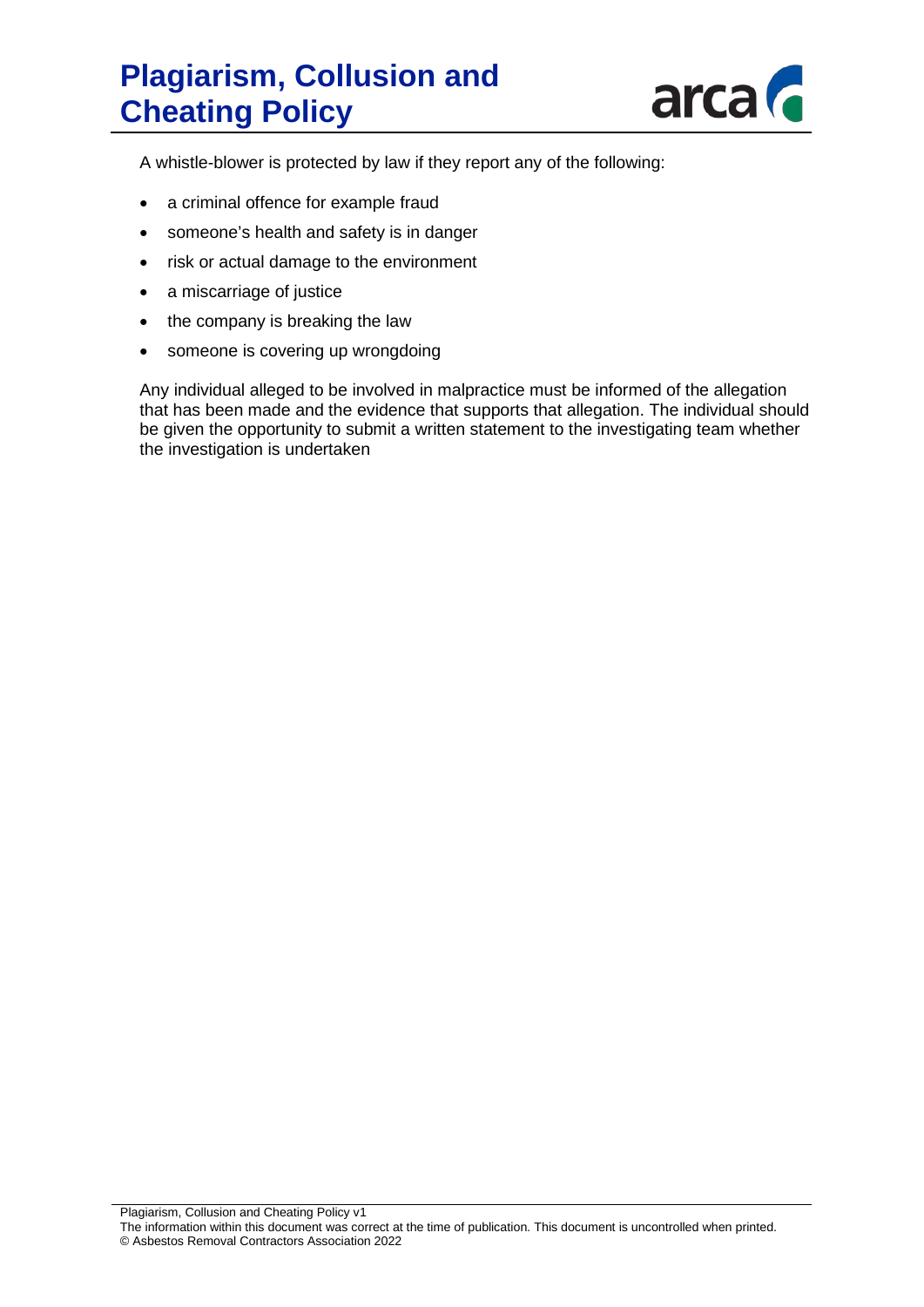A whistle-blower is protected by law if they report any of the following:

- a criminal offence for example fraud
- someone's health and safety is in danger
- risk or actual damage to the environment
- a miscarriage of justice
- the company is breaking the law
- someone is covering up wrongdoing

Any individual alleged to be involved in malpractice must be informed of the allegation that has been made and the evidence that supports that allegation. The individual should be given the opportunity to submit a written statement to the investigating team whether the investigation is undertaken